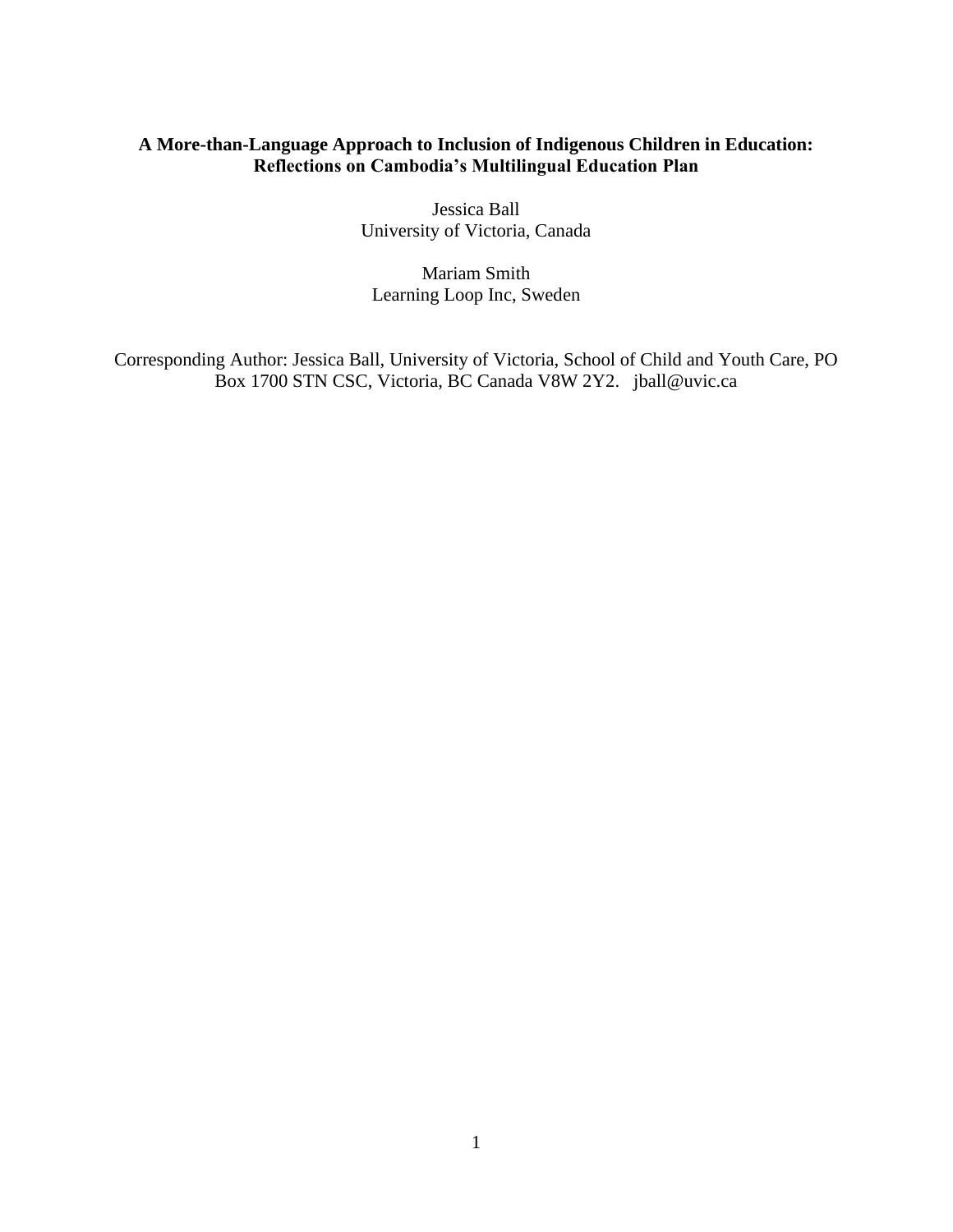# A More-than-Language Approach to Inclusion of Indigenous Children in Education: Reflections on Cambodia's Multilingual Education Plan

Jessica Ball
University of Victoria, Canada

Mariam Smith
Learning Loop Inc, Sweden

Corresponding Author: Jessica Ball, University of Victoria, School of Child and Youth Care, PO Box 1700 STN CSC, Victoria, BC Canada V8W 2Y2. jball@uvic.ca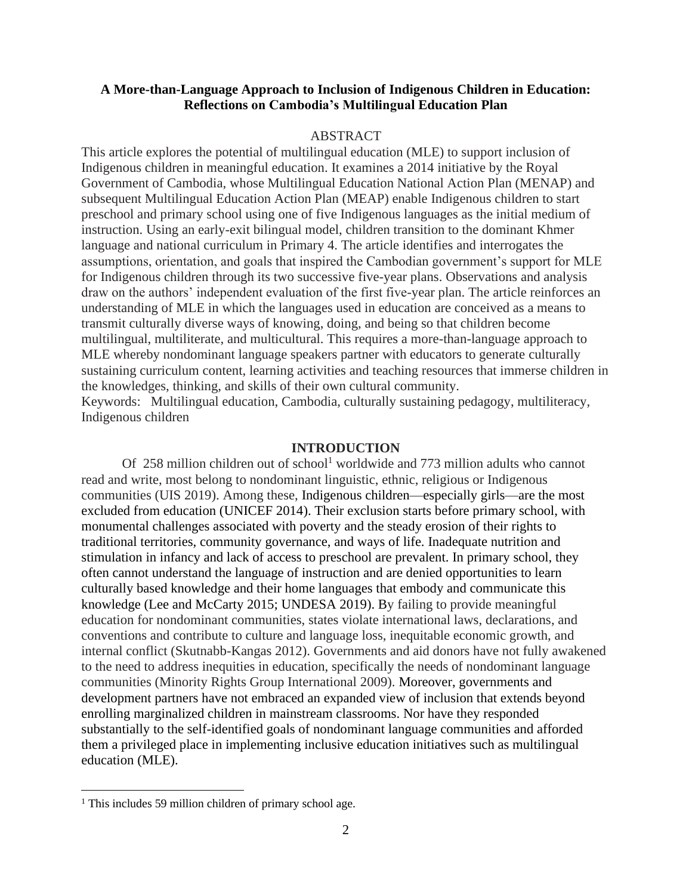**A More-than-Language Approach to Inclusion of Indigenous Children in Education: Reflections on Cambodia's Multilingual Education Plan**

ABSTRACT

This article explores the potential of multilingual education (MLE) to support inclusion of Indigenous children in meaningful education. It examines a 2014 initiative by the Royal Government of Cambodia, whose Multilingual Education National Action Plan (MENAP) and subsequent Multilingual Education Action Plan (MEAP) enable Indigenous children to start preschool and primary school using one of five Indigenous languages as the initial medium of instruction. Using an early-exit bilingual model, children transition to the dominant Khmer language and national curriculum in Primary 4. The article identifies and interrogates the assumptions, orientation, and goals that inspired the Cambodian government's support for MLE for Indigenous children through its two successive five-year plans. Observations and analysis draw on the authors' independent evaluation of the first five-year plan. The article reinforces an understanding of MLE in which the languages used in education are conceived as a means to transmit culturally diverse ways of knowing, doing, and being so that children become multilingual, multiliterate, and multicultural. This requires a more-than-language approach to MLE whereby nondominant language speakers partner with educators to generate culturally sustaining curriculum content, learning activities and teaching resources that immerse children in the knowledges, thinking, and skills of their own cultural community.

Keywords: Multilingual education, Cambodia, culturally sustaining pedagogy, multiliteracy, Indigenous children

## INTRODUCTION

Of 258 million children out of school[1] worldwide and 773 million adults who cannot read and write, most belong to nondominant linguistic, ethnic, religious or Indigenous communities (UIS 2019). Among these, Indigenous children—especially girls—are the most excluded from education (UNICEF 2014). Their exclusion starts before primary school, with monumental challenges associated with poverty and the steady erosion of their rights to traditional territories, community governance, and ways of life. Inadequate nutrition and stimulation in infancy and lack of access to preschool are prevalent. In primary school, they often cannot understand the language of instruction and are denied opportunities to learn culturally based knowledge and their home languages that embody and communicate this knowledge (Lee and McCarty 2015; UNDESA 2019). By failing to provide meaningful education for nondominant communities, states violate international laws, declarations, and conventions and contribute to culture and language loss, inequitable economic growth, and internal conflict (Skutnabb-Kangas 2012). Governments and aid donors have not fully awakened to the need to address inequities in education, specifically the needs of nondominant language communities (Minority Rights Group International 2009). Moreover, governments and development partners have not embraced an expanded view of inclusion that extends beyond enrolling marginalized children in mainstream classrooms. Nor have they responded substantially to the self-identified goals of nondominant language communities and afforded them a privileged place in implementing inclusive education initiatives such as multilingual education (MLE).

[1] This includes 59 million children of primary school age.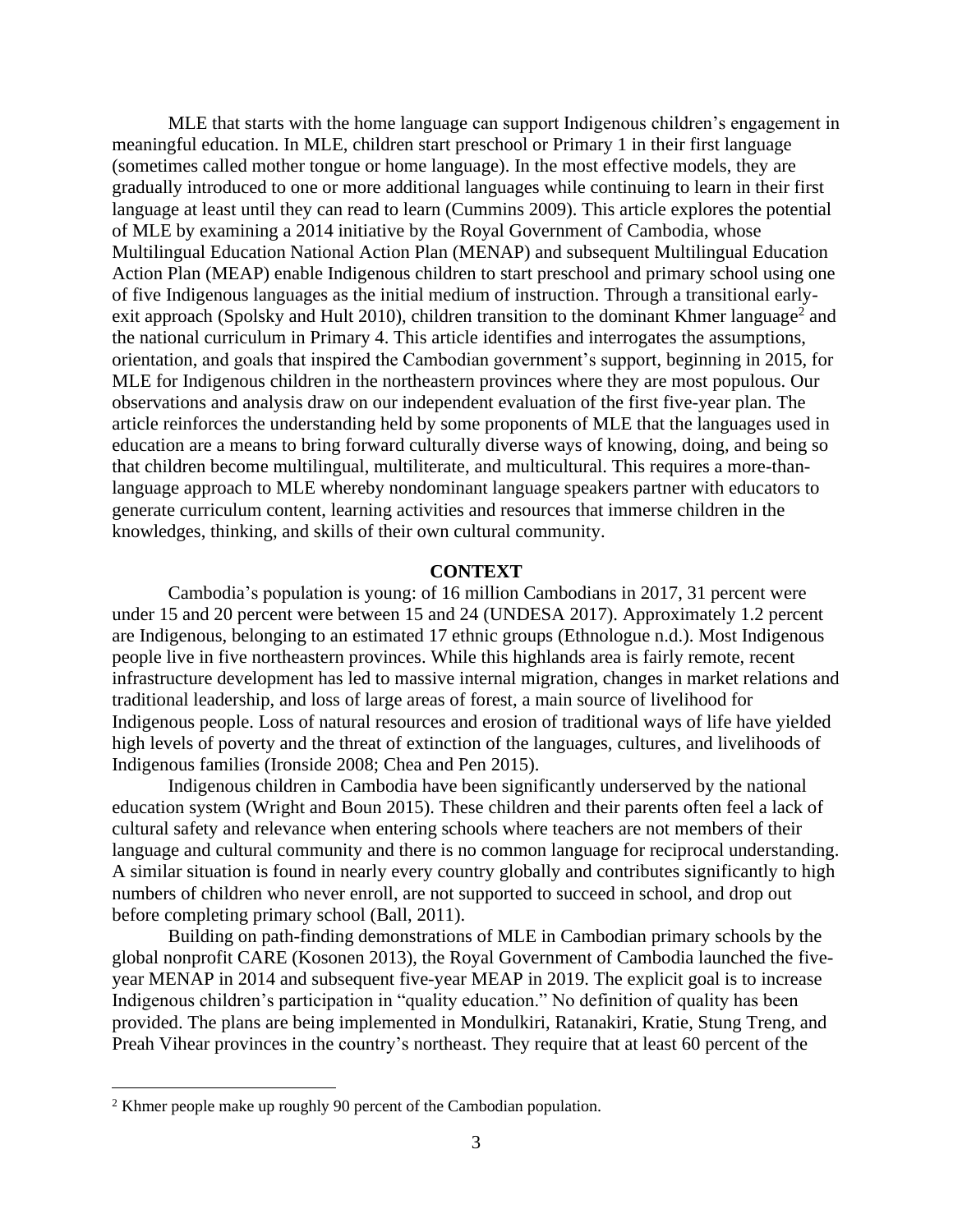MLE that starts with the home language can support Indigenous children's engagement in meaningful education. In MLE, children start preschool or Primary 1 in their first language (sometimes called mother tongue or home language). In the most effective models, they are gradually introduced to one or more additional languages while continuing to learn in their first language at least until they can read to learn (Cummins 2009). This article explores the potential of MLE by examining a 2014 initiative by the Royal Government of Cambodia, whose Multilingual Education National Action Plan (MENAP) and subsequent Multilingual Education Action Plan (MEAP) enable Indigenous children to start preschool and primary school using one of five Indigenous languages as the initial medium of instruction. Through a transitional early-exit approach (Spolsky and Hult 2010), children transition to the dominant Khmer language[2] and the national curriculum in Primary 4. This article identifies and interrogates the assumptions, orientation, and goals that inspired the Cambodian government's support, beginning in 2015, for MLE for Indigenous children in the northeastern provinces where they are most populous. Our observations and analysis draw on our independent evaluation of the first five-year plan. The article reinforces the understanding held by some proponents of MLE that the languages used in education are a means to bring forward culturally diverse ways of knowing, doing, and being so that children become multilingual, multiliterate, and multicultural. This requires a more-than-language approach to MLE whereby nondominant language speakers partner with educators to generate curriculum content, learning activities and resources that immerse children in the knowledges, thinking, and skills of their own cultural community.

## CONTEXT

Cambodia's population is young: of 16 million Cambodians in 2017, 31 percent were under 15 and 20 percent were between 15 and 24 (UNDESA 2017). Approximately 1.2 percent are Indigenous, belonging to an estimated 17 ethnic groups (Ethnologue n.d.). Most Indigenous people live in five northeastern provinces. While this highlands area is fairly remote, recent infrastructure development has led to massive internal migration, changes in market relations and traditional leadership, and loss of large areas of forest, a main source of livelihood for Indigenous people. Loss of natural resources and erosion of traditional ways of life have yielded high levels of poverty and the threat of extinction of the languages, cultures, and livelihoods of Indigenous families (Ironside 2008; Chea and Pen 2015).

Indigenous children in Cambodia have been significantly underserved by the national education system (Wright and Boun 2015). These children and their parents often feel a lack of cultural safety and relevance when entering schools where teachers are not members of their language and cultural community and there is no common language for reciprocal understanding. A similar situation is found in nearly every country globally and contributes significantly to high numbers of children who never enroll, are not supported to succeed in school, and drop out before completing primary school (Ball, 2011).

Building on path-finding demonstrations of MLE in Cambodian primary schools by the global nonprofit CARE (Kosonen 2013), the Royal Government of Cambodia launched the five-year MENAP in 2014 and subsequent five-year MEAP in 2019. The explicit goal is to increase Indigenous children's participation in "quality education." No definition of quality has been provided. The plans are being implemented in Mondulkiri, Ratanakiri, Kratie, Stung Treng, and Preah Vihear provinces in the country's northeast. They require that at least 60 percent of the

[2] Khmer people make up roughly 90 percent of the Cambodian population.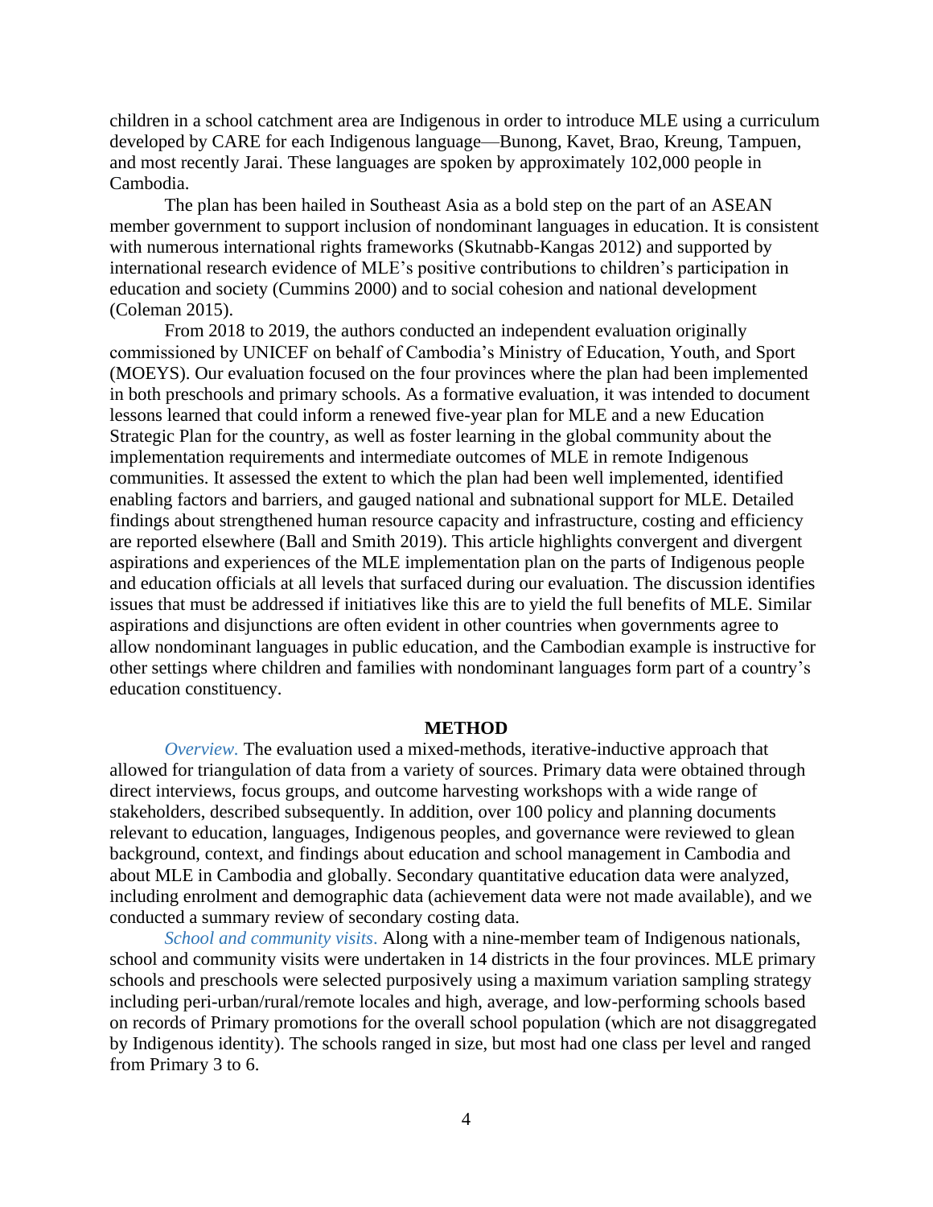children in a school catchment area are Indigenous in order to introduce MLE using a curriculum developed by CARE for each Indigenous language—Bunong, Kavet, Brao, Kreung, Tampuen, and most recently Jarai. These languages are spoken by approximately 102,000 people in Cambodia.

The plan has been hailed in Southeast Asia as a bold step on the part of an ASEAN member government to support inclusion of nondominant languages in education. It is consistent with numerous international rights frameworks (Skutnabb-Kangas 2012) and supported by international research evidence of MLE's positive contributions to children's participation in education and society (Cummins 2000) and to social cohesion and national development (Coleman 2015).

From 2018 to 2019, the authors conducted an independent evaluation originally commissioned by UNICEF on behalf of Cambodia's Ministry of Education, Youth, and Sport (MOEYS). Our evaluation focused on the four provinces where the plan had been implemented in both preschools and primary schools. As a formative evaluation, it was intended to document lessons learned that could inform a renewed five-year plan for MLE and a new Education Strategic Plan for the country, as well as foster learning in the global community about the implementation requirements and intermediate outcomes of MLE in remote Indigenous communities. It assessed the extent to which the plan had been well implemented, identified enabling factors and barriers, and gauged national and subnational support for MLE. Detailed findings about strengthened human resource capacity and infrastructure, costing and efficiency are reported elsewhere (Ball and Smith 2019). This article highlights convergent and divergent aspirations and experiences of the MLE implementation plan on the parts of Indigenous people and education officials at all levels that surfaced during our evaluation. The discussion identifies issues that must be addressed if initiatives like this are to yield the full benefits of MLE. Similar aspirations and disjunctions are often evident in other countries when governments agree to allow nondominant languages in public education, and the Cambodian example is instructive for other settings where children and families with nondominant languages form part of a country's education constituency.

## METHOD

*Overview.* The evaluation used a mixed-methods, iterative-inductive approach that allowed for triangulation of data from a variety of sources. Primary data were obtained through direct interviews, focus groups, and outcome harvesting workshops with a wide range of stakeholders, described subsequently. In addition, over 100 policy and planning documents relevant to education, languages, Indigenous peoples, and governance were reviewed to glean background, context, and findings about education and school management in Cambodia and about MLE in Cambodia and globally. Secondary quantitative education data were analyzed, including enrolment and demographic data (achievement data were not made available), and we conducted a summary review of secondary costing data.

*School and community visits.* Along with a nine-member team of Indigenous nationals, school and community visits were undertaken in 14 districts in the four provinces. MLE primary schools and preschools were selected purposively using a maximum variation sampling strategy including peri-urban/rural/remote locales and high, average, and low-performing schools based on records of Primary promotions for the overall school population (which are not disaggregated by Indigenous identity). The schools ranged in size, but most had one class per level and ranged from Primary 3 to 6.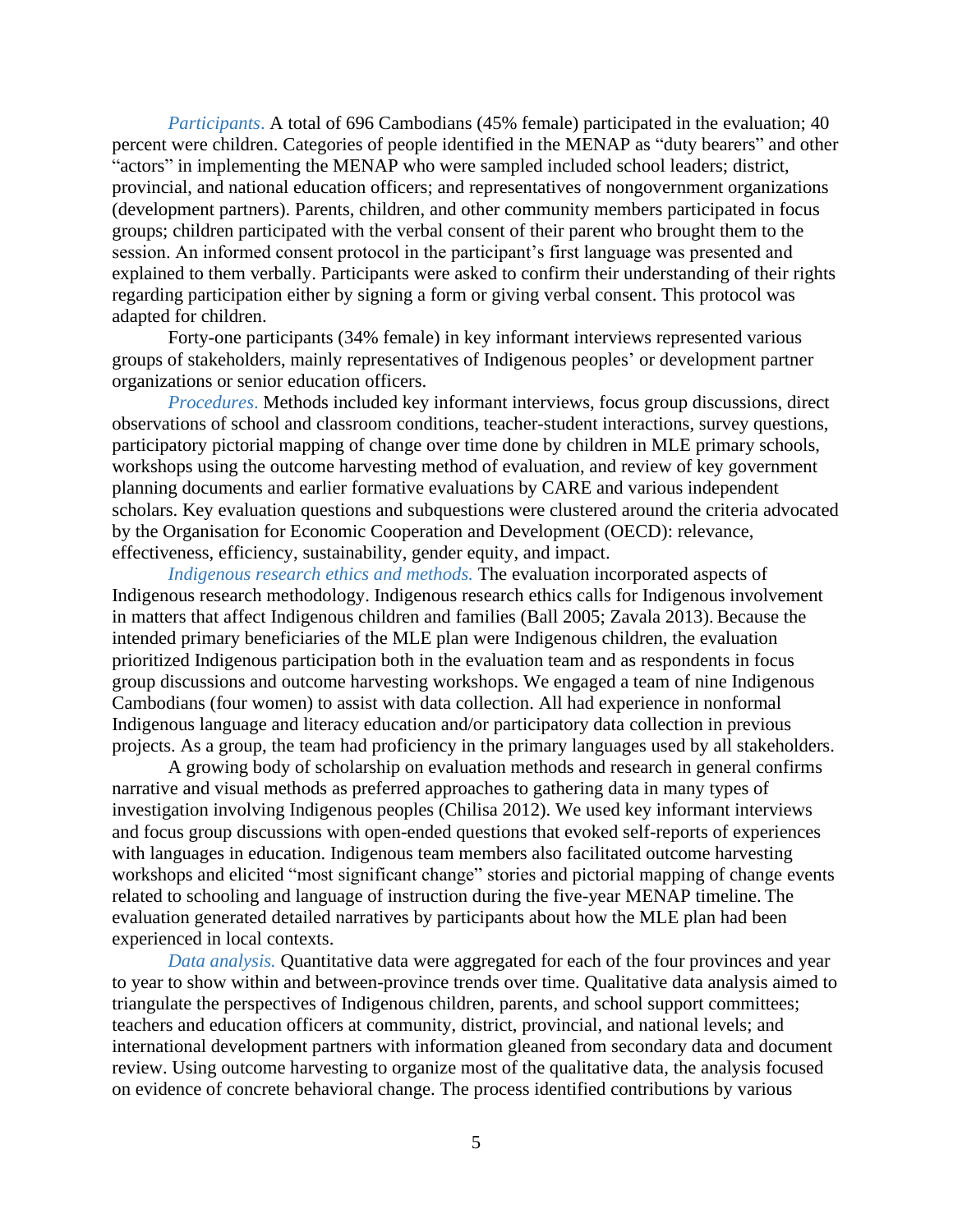*Participants*. A total of 696 Cambodians (45% female) participated in the evaluation; 40 percent were children. Categories of people identified in the MENAP as "duty bearers" and other "actors" in implementing the MENAP who were sampled included school leaders; district, provincial, and national education officers; and representatives of nongovernment organizations (development partners). Parents, children, and other community members participated in focus groups; children participated with the verbal consent of their parent who brought them to the session. An informed consent protocol in the participant's first language was presented and explained to them verbally. Participants were asked to confirm their understanding of their rights regarding participation either by signing a form or giving verbal consent. This protocol was adapted for children.

Forty-one participants (34% female) in key informant interviews represented various groups of stakeholders, mainly representatives of Indigenous peoples' or development partner organizations or senior education officers.

*Procedures*. Methods included key informant interviews, focus group discussions, direct observations of school and classroom conditions, teacher-student interactions, survey questions, participatory pictorial mapping of change over time done by children in MLE primary schools, workshops using the outcome harvesting method of evaluation, and review of key government planning documents and earlier formative evaluations by CARE and various independent scholars. Key evaluation questions and subquestions were clustered around the criteria advocated by the Organisation for Economic Cooperation and Development (OECD): relevance, effectiveness, efficiency, sustainability, gender equity, and impact.

*Indigenous research ethics and methods.* The evaluation incorporated aspects of Indigenous research methodology. Indigenous research ethics calls for Indigenous involvement in matters that affect Indigenous children and families (Ball 2005; Zavala 2013). Because the intended primary beneficiaries of the MLE plan were Indigenous children, the evaluation prioritized Indigenous participation both in the evaluation team and as respondents in focus group discussions and outcome harvesting workshops. We engaged a team of nine Indigenous Cambodians (four women) to assist with data collection. All had experience in nonformal Indigenous language and literacy education and/or participatory data collection in previous projects. As a group, the team had proficiency in the primary languages used by all stakeholders.

A growing body of scholarship on evaluation methods and research in general confirms narrative and visual methods as preferred approaches to gathering data in many types of investigation involving Indigenous peoples (Chilisa 2012). We used key informant interviews and focus group discussions with open-ended questions that evoked self-reports of experiences with languages in education. Indigenous team members also facilitated outcome harvesting workshops and elicited "most significant change" stories and pictorial mapping of change events related to schooling and language of instruction during the five-year MENAP timeline. The evaluation generated detailed narratives by participants about how the MLE plan had been experienced in local contexts.

*Data analysis.* Quantitative data were aggregated for each of the four provinces and year to year to show within and between-province trends over time. Qualitative data analysis aimed to triangulate the perspectives of Indigenous children, parents, and school support committees; teachers and education officers at community, district, provincial, and national levels; and international development partners with information gleaned from secondary data and document review. Using outcome harvesting to organize most of the qualitative data, the analysis focused on evidence of concrete behavioral change. The process identified contributions by various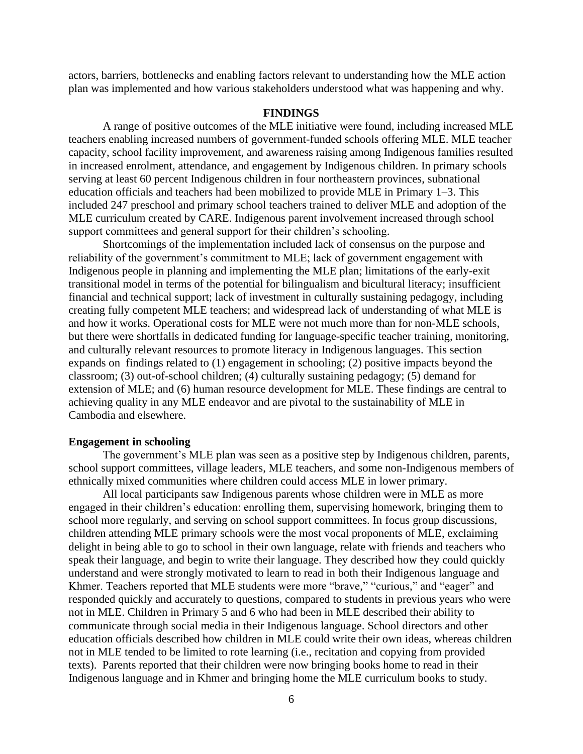actors, barriers, bottlenecks and enabling factors relevant to understanding how the MLE action plan was implemented and how various stakeholders understood what was happening and why.

## FINDINGS

A range of positive outcomes of the MLE initiative were found, including increased MLE teachers enabling increased numbers of government-funded schools offering MLE. MLE teacher capacity, school facility improvement, and awareness raising among Indigenous families resulted in increased enrolment, attendance, and engagement by Indigenous children. In primary schools serving at least 60 percent Indigenous children in four northeastern provinces, subnational education officials and teachers had been mobilized to provide MLE in Primary 1–3. This included 247 preschool and primary school teachers trained to deliver MLE and adoption of the MLE curriculum created by CARE. Indigenous parent involvement increased through school support committees and general support for their children's schooling.

Shortcomings of the implementation included lack of consensus on the purpose and reliability of the government's commitment to MLE; lack of government engagement with Indigenous people in planning and implementing the MLE plan; limitations of the early-exit transitional model in terms of the potential for bilingualism and bicultural literacy; insufficient financial and technical support; lack of investment in culturally sustaining pedagogy, including creating fully competent MLE teachers; and widespread lack of understanding of what MLE is and how it works. Operational costs for MLE were not much more than for non-MLE schools, but there were shortfalls in dedicated funding for language-specific teacher training, monitoring, and culturally relevant resources to promote literacy in Indigenous languages. This section expands on findings related to (1) engagement in schooling; (2) positive impacts beyond the classroom; (3) out-of-school children; (4) culturally sustaining pedagogy; (5) demand for extension of MLE; and (6) human resource development for MLE. These findings are central to achieving quality in any MLE endeavor and are pivotal to the sustainability of MLE in Cambodia and elsewhere.

### Engagement in schooling

The government's MLE plan was seen as a positive step by Indigenous children, parents, school support committees, village leaders, MLE teachers, and some non-Indigenous members of ethnically mixed communities where children could access MLE in lower primary.

All local participants saw Indigenous parents whose children were in MLE as more engaged in their children's education: enrolling them, supervising homework, bringing them to school more regularly, and serving on school support committees. In focus group discussions, children attending MLE primary schools were the most vocal proponents of MLE, exclaiming delight in being able to go to school in their own language, relate with friends and teachers who speak their language, and begin to write their language. They described how they could quickly understand and were strongly motivated to learn to read in both their Indigenous language and Khmer. Teachers reported that MLE students were more "brave," "curious," and "eager" and responded quickly and accurately to questions, compared to students in previous years who were not in MLE. Children in Primary 5 and 6 who had been in MLE described their ability to communicate through social media in their Indigenous language. School directors and other education officials described how children in MLE could write their own ideas, whereas children not in MLE tended to be limited to rote learning (i.e., recitation and copying from provided texts). Parents reported that their children were now bringing books home to read in their Indigenous language and in Khmer and bringing home the MLE curriculum books to study.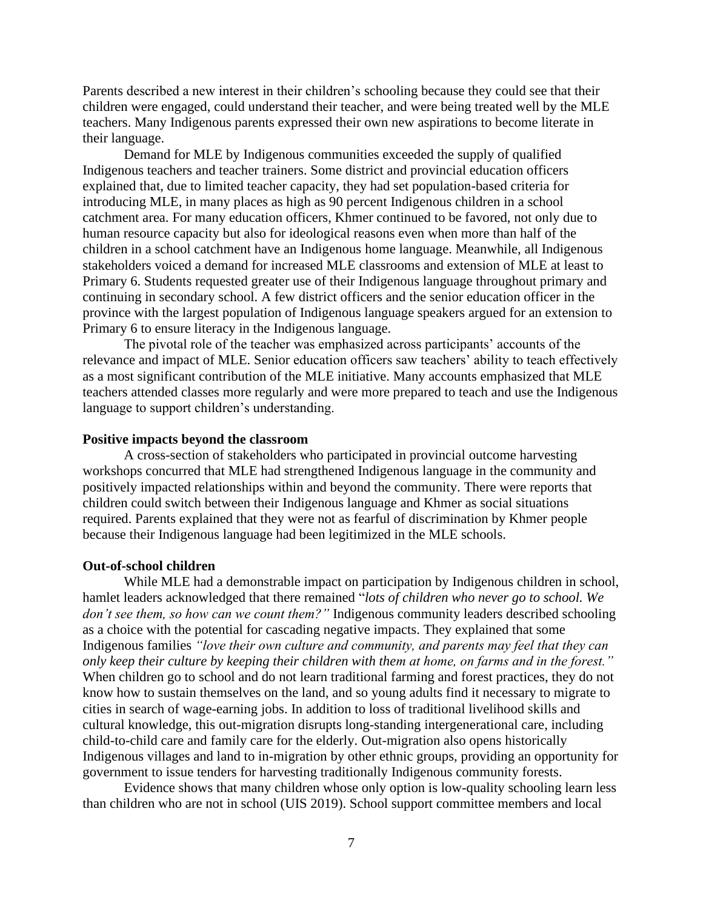Parents described a new interest in their children's schooling because they could see that their children were engaged, could understand their teacher, and were being treated well by the MLE teachers. Many Indigenous parents expressed their own new aspirations to become literate in their language.

Demand for MLE by Indigenous communities exceeded the supply of qualified Indigenous teachers and teacher trainers. Some district and provincial education officers explained that, due to limited teacher capacity, they had set population-based criteria for introducing MLE, in many places as high as 90 percent Indigenous children in a school catchment area. For many education officers, Khmer continued to be favored, not only due to human resource capacity but also for ideological reasons even when more than half of the children in a school catchment have an Indigenous home language. Meanwhile, all Indigenous stakeholders voiced a demand for increased MLE classrooms and extension of MLE at least to Primary 6. Students requested greater use of their Indigenous language throughout primary and continuing in secondary school. A few district officers and the senior education officer in the province with the largest population of Indigenous language speakers argued for an extension to Primary 6 to ensure literacy in the Indigenous language.

The pivotal role of the teacher was emphasized across participants' accounts of the relevance and impact of MLE. Senior education officers saw teachers' ability to teach effectively as a most significant contribution of the MLE initiative. Many accounts emphasized that MLE teachers attended classes more regularly and were more prepared to teach and use the Indigenous language to support children's understanding.

**Positive impacts beyond the classroom**

A cross-section of stakeholders who participated in provincial outcome harvesting workshops concurred that MLE had strengthened Indigenous language in the community and positively impacted relationships within and beyond the community. There were reports that children could switch between their Indigenous language and Khmer as social situations required. Parents explained that they were not as fearful of discrimination by Khmer people because their Indigenous language had been legitimized in the MLE schools.

**Out-of-school children**

While MLE had a demonstrable impact on participation by Indigenous children in school, hamlet leaders acknowledged that there remained "*lots of children who never go to school. We don't see them, so how can we count them?"* Indigenous community leaders described schooling as a choice with the potential for cascading negative impacts. They explained that some Indigenous families *"love their own culture and community, and parents may feel that they can only keep their culture by keeping their children with them at home, on farms and in the forest."* When children go to school and do not learn traditional farming and forest practices, they do not know how to sustain themselves on the land, and so young adults find it necessary to migrate to cities in search of wage-earning jobs. In addition to loss of traditional livelihood skills and cultural knowledge, this out-migration disrupts long-standing intergenerational care, including child-to-child care and family care for the elderly. Out-migration also opens historically Indigenous villages and land to in-migration by other ethnic groups, providing an opportunity for government to issue tenders for harvesting traditionally Indigenous community forests.

Evidence shows that many children whose only option is low-quality schooling learn less than children who are not in school (UIS 2019). School support committee members and local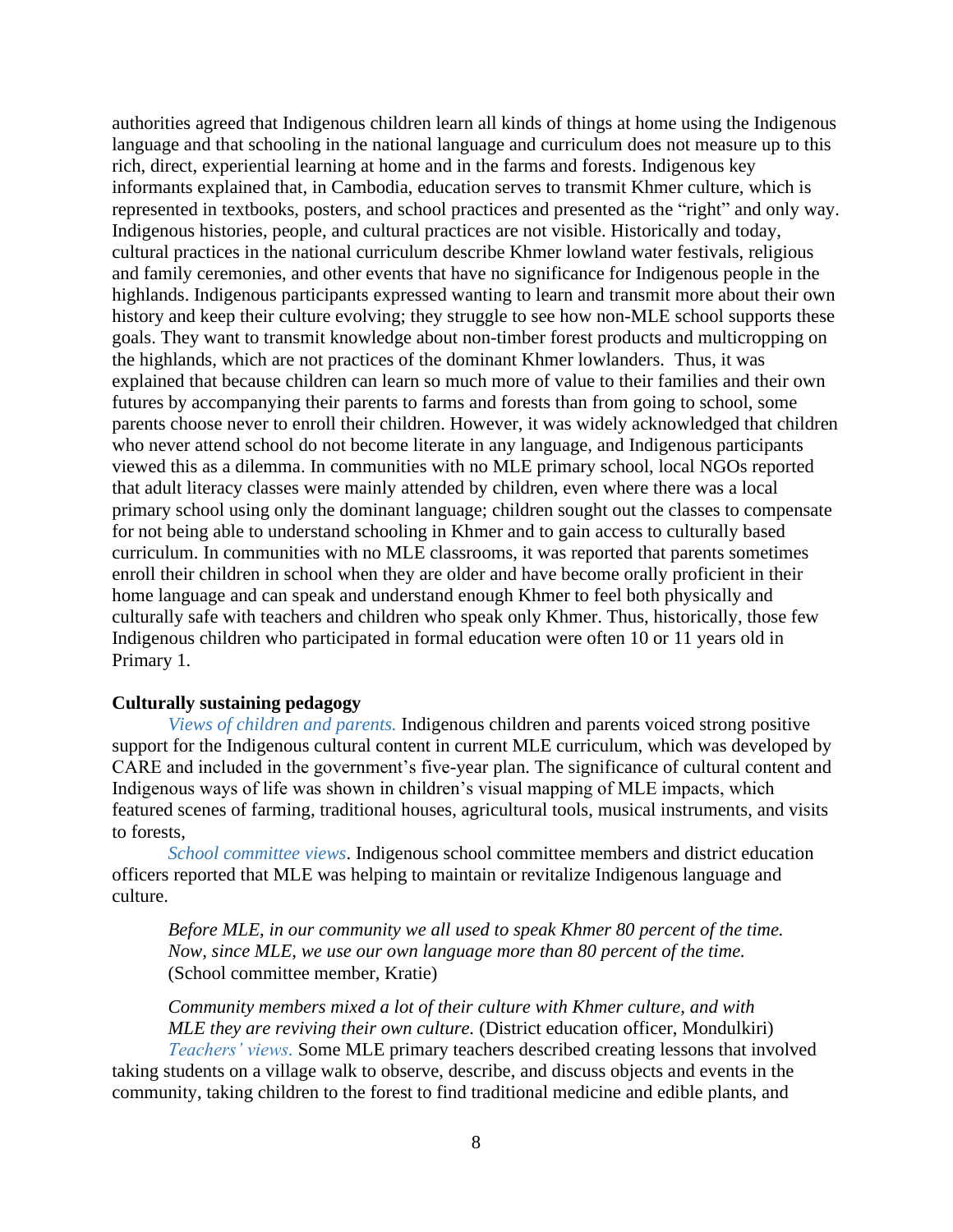authorities agreed that Indigenous children learn all kinds of things at home using the Indigenous language and that schooling in the national language and curriculum does not measure up to this rich, direct, experiential learning at home and in the farms and forests. Indigenous key informants explained that, in Cambodia, education serves to transmit Khmer culture, which is represented in textbooks, posters, and school practices and presented as the "right" and only way. Indigenous histories, people, and cultural practices are not visible. Historically and today, cultural practices in the national curriculum describe Khmer lowland water festivals, religious and family ceremonies, and other events that have no significance for Indigenous people in the highlands. Indigenous participants expressed wanting to learn and transmit more about their own history and keep their culture evolving; they struggle to see how non-MLE school supports these goals. They want to transmit knowledge about non-timber forest products and multicropping on the highlands, which are not practices of the dominant Khmer lowlanders. Thus, it was explained that because children can learn so much more of value to their families and their own futures by accompanying their parents to farms and forests than from going to school, some parents choose never to enroll their children. However, it was widely acknowledged that children who never attend school do not become literate in any language, and Indigenous participants viewed this as a dilemma. In communities with no MLE primary school, local NGOs reported that adult literacy classes were mainly attended by children, even where there was a local primary school using only the dominant language; children sought out the classes to compensate for not being able to understand schooling in Khmer and to gain access to culturally based curriculum. In communities with no MLE classrooms, it was reported that parents sometimes enroll their children in school when they are older and have become orally proficient in their home language and can speak and understand enough Khmer to feel both physically and culturally safe with teachers and children who speak only Khmer. Thus, historically, those few Indigenous children who participated in formal education were often 10 or 11 years old in Primary 1.

**Culturally sustaining pedagogy**

*Views of children and parents.* Indigenous children and parents voiced strong positive support for the Indigenous cultural content in current MLE curriculum, which was developed by CARE and included in the government's five-year plan. The significance of cultural content and Indigenous ways of life was shown in children's visual mapping of MLE impacts, which featured scenes of farming, traditional houses, agricultural tools, musical instruments, and visits to forests,

*School committee views*. Indigenous school committee members and district education officers reported that MLE was helping to maintain or revitalize Indigenous language and culture.

> *Before MLE, in our community we all used to speak Khmer 80 percent of the time. Now, since MLE, we use our own language more than 80 percent of the time.* (School committee member, Kratie)

> *Community members mixed a lot of their culture with Khmer culture, and with MLE they are reviving their own culture.* (District education officer, Mondulkiri)

*Teachers' views.* Some MLE primary teachers described creating lessons that involved taking students on a village walk to observe, describe, and discuss objects and events in the community, taking children to the forest to find traditional medicine and edible plants, and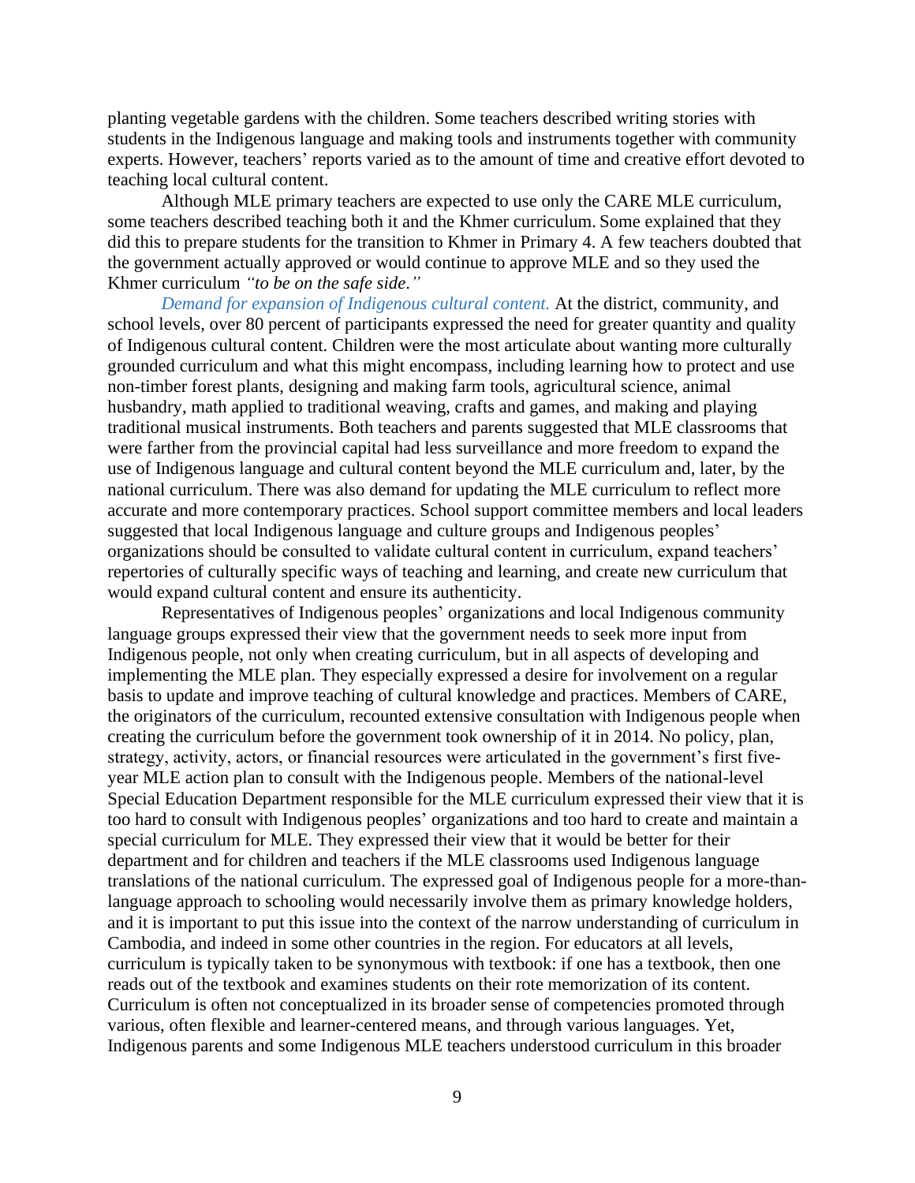planting vegetable gardens with the children. Some teachers described writing stories with students in the Indigenous language and making tools and instruments together with community experts. However, teachers' reports varied as to the amount of time and creative effort devoted to teaching local cultural content.

Although MLE primary teachers are expected to use only the CARE MLE curriculum, some teachers described teaching both it and the Khmer curriculum. Some explained that they did this to prepare students for the transition to Khmer in Primary 4. A few teachers doubted that the government actually approved or would continue to approve MLE and so they used the Khmer curriculum *"to be on the safe side."*

*Demand for expansion of Indigenous cultural content.* At the district, community, and school levels, over 80 percent of participants expressed the need for greater quantity and quality of Indigenous cultural content. Children were the most articulate about wanting more culturally grounded curriculum and what this might encompass, including learning how to protect and use non-timber forest plants, designing and making farm tools, agricultural science, animal husbandry, math applied to traditional weaving, crafts and games, and making and playing traditional musical instruments. Both teachers and parents suggested that MLE classrooms that were farther from the provincial capital had less surveillance and more freedom to expand the use of Indigenous language and cultural content beyond the MLE curriculum and, later, by the national curriculum. There was also demand for updating the MLE curriculum to reflect more accurate and more contemporary practices. School support committee members and local leaders suggested that local Indigenous language and culture groups and Indigenous peoples' organizations should be consulted to validate cultural content in curriculum, expand teachers' repertories of culturally specific ways of teaching and learning, and create new curriculum that would expand cultural content and ensure its authenticity.

Representatives of Indigenous peoples' organizations and local Indigenous community language groups expressed their view that the government needs to seek more input from Indigenous people, not only when creating curriculum, but in all aspects of developing and implementing the MLE plan. They especially expressed a desire for involvement on a regular basis to update and improve teaching of cultural knowledge and practices. Members of CARE, the originators of the curriculum, recounted extensive consultation with Indigenous people when creating the curriculum before the government took ownership of it in 2014. No policy, plan, strategy, activity, actors, or financial resources were articulated in the government's first five-year MLE action plan to consult with the Indigenous people. Members of the national-level Special Education Department responsible for the MLE curriculum expressed their view that it is too hard to consult with Indigenous peoples' organizations and too hard to create and maintain a special curriculum for MLE. They expressed their view that it would be better for their department and for children and teachers if the MLE classrooms used Indigenous language translations of the national curriculum. The expressed goal of Indigenous people for a more-than-language approach to schooling would necessarily involve them as primary knowledge holders, and it is important to put this issue into the context of the narrow understanding of curriculum in Cambodia, and indeed in some other countries in the region. For educators at all levels, curriculum is typically taken to be synonymous with textbook: if one has a textbook, then one reads out of the textbook and examines students on their rote memorization of its content. Curriculum is often not conceptualized in its broader sense of competencies promoted through various, often flexible and learner-centered means, and through various languages. Yet, Indigenous parents and some Indigenous MLE teachers understood curriculum in this broader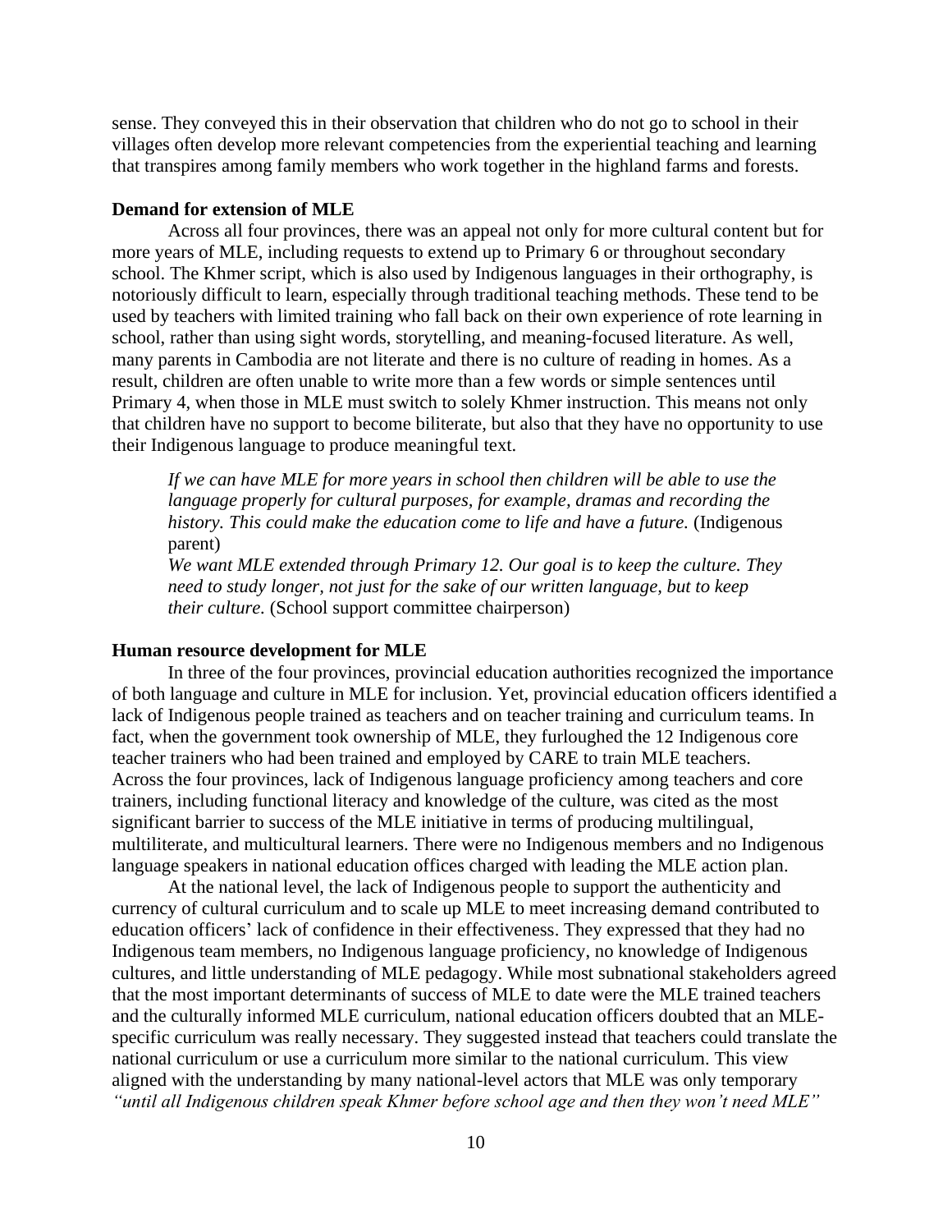sense. They conveyed this in their observation that children who do not go to school in their villages often develop more relevant competencies from the experiential teaching and learning that transpires among family members who work together in the highland farms and forests.

**Demand for extension of MLE**

Across all four provinces, there was an appeal not only for more cultural content but for more years of MLE, including requests to extend up to Primary 6 or throughout secondary school. The Khmer script, which is also used by Indigenous languages in their orthography, is notoriously difficult to learn, especially through traditional teaching methods. These tend to be used by teachers with limited training who fall back on their own experience of rote learning in school, rather than using sight words, storytelling, and meaning-focused literature. As well, many parents in Cambodia are not literate and there is no culture of reading in homes. As a result, children are often unable to write more than a few words or simple sentences until Primary 4, when those in MLE must switch to solely Khmer instruction. This means not only that children have no support to become biliterate, but also that they have no opportunity to use their Indigenous language to produce meaningful text.

> *If we can have MLE for more years in school then children will be able to use the language properly for cultural purposes, for example, dramas and recording the history. This could make the education come to life and have a future.* (Indigenous parent)
>
> *We want MLE extended through Primary 12. Our goal is to keep the culture. They need to study longer, not just for the sake of our written language, but to keep their culture.* (School support committee chairperson)

**Human resource development for MLE**

In three of the four provinces, provincial education authorities recognized the importance of both language and culture in MLE for inclusion. Yet, provincial education officers identified a lack of Indigenous people trained as teachers and on teacher training and curriculum teams. In fact, when the government took ownership of MLE, they furloughed the 12 Indigenous core teacher trainers who had been trained and employed by CARE to train MLE teachers. Across the four provinces, lack of Indigenous language proficiency among teachers and core trainers, including functional literacy and knowledge of the culture, was cited as the most significant barrier to success of the MLE initiative in terms of producing multilingual, multiliterate, and multicultural learners. There were no Indigenous members and no Indigenous language speakers in national education offices charged with leading the MLE action plan.

At the national level, the lack of Indigenous people to support the authenticity and currency of cultural curriculum and to scale up MLE to meet increasing demand contributed to education officers' lack of confidence in their effectiveness. They expressed that they had no Indigenous team members, no Indigenous language proficiency, no knowledge of Indigenous cultures, and little understanding of MLE pedagogy. While most subnational stakeholders agreed that the most important determinants of success of MLE to date were the MLE trained teachers and the culturally informed MLE curriculum, national education officers doubted that an MLE-specific curriculum was really necessary. They suggested instead that teachers could translate the national curriculum or use a curriculum more similar to the national curriculum. This view aligned with the understanding by many national-level actors that MLE was only temporary *"until all Indigenous children speak Khmer before school age and then they won't need MLE"*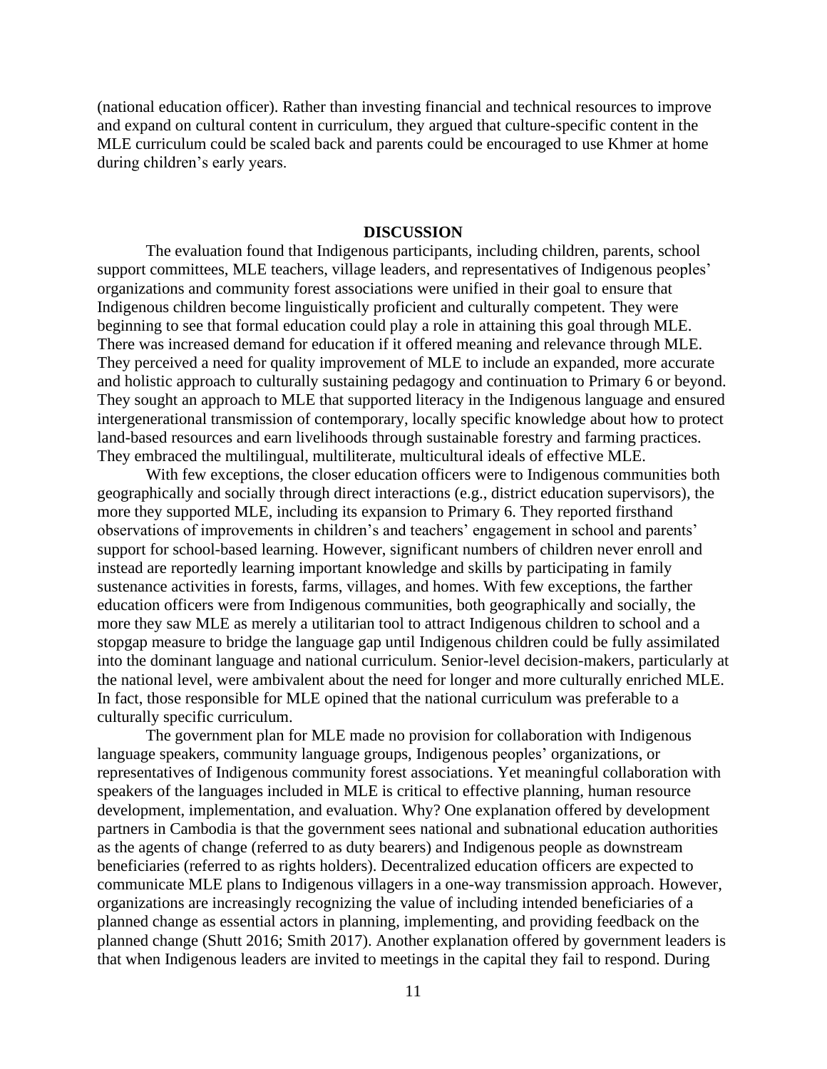(national education officer). Rather than investing financial and technical resources to improve and expand on cultural content in curriculum, they argued that culture-specific content in the MLE curriculum could be scaled back and parents could be encouraged to use Khmer at home during children's early years.

## DISCUSSION

The evaluation found that Indigenous participants, including children, parents, school support committees, MLE teachers, village leaders, and representatives of Indigenous peoples' organizations and community forest associations were unified in their goal to ensure that Indigenous children become linguistically proficient and culturally competent. They were beginning to see that formal education could play a role in attaining this goal through MLE. There was increased demand for education if it offered meaning and relevance through MLE. They perceived a need for quality improvement of MLE to include an expanded, more accurate and holistic approach to culturally sustaining pedagogy and continuation to Primary 6 or beyond. They sought an approach to MLE that supported literacy in the Indigenous language and ensured intergenerational transmission of contemporary, locally specific knowledge about how to protect land-based resources and earn livelihoods through sustainable forestry and farming practices. They embraced the multilingual, multiliterate, multicultural ideals of effective MLE.

With few exceptions, the closer education officers were to Indigenous communities both geographically and socially through direct interactions (e.g., district education supervisors), the more they supported MLE, including its expansion to Primary 6. They reported firsthand observations of improvements in children's and teachers' engagement in school and parents' support for school-based learning. However, significant numbers of children never enroll and instead are reportedly learning important knowledge and skills by participating in family sustenance activities in forests, farms, villages, and homes. With few exceptions, the farther education officers were from Indigenous communities, both geographically and socially, the more they saw MLE as merely a utilitarian tool to attract Indigenous children to school and a stopgap measure to bridge the language gap until Indigenous children could be fully assimilated into the dominant language and national curriculum. Senior-level decision-makers, particularly at the national level, were ambivalent about the need for longer and more culturally enriched MLE. In fact, those responsible for MLE opined that the national curriculum was preferable to a culturally specific curriculum.

The government plan for MLE made no provision for collaboration with Indigenous language speakers, community language groups, Indigenous peoples' organizations, or representatives of Indigenous community forest associations. Yet meaningful collaboration with speakers of the languages included in MLE is critical to effective planning, human resource development, implementation, and evaluation. Why? One explanation offered by development partners in Cambodia is that the government sees national and subnational education authorities as the agents of change (referred to as duty bearers) and Indigenous people as downstream beneficiaries (referred to as rights holders). Decentralized education officers are expected to communicate MLE plans to Indigenous villagers in a one-way transmission approach. However, organizations are increasingly recognizing the value of including intended beneficiaries of a planned change as essential actors in planning, implementing, and providing feedback on the planned change (Shutt 2016; Smith 2017). Another explanation offered by government leaders is that when Indigenous leaders are invited to meetings in the capital they fail to respond. During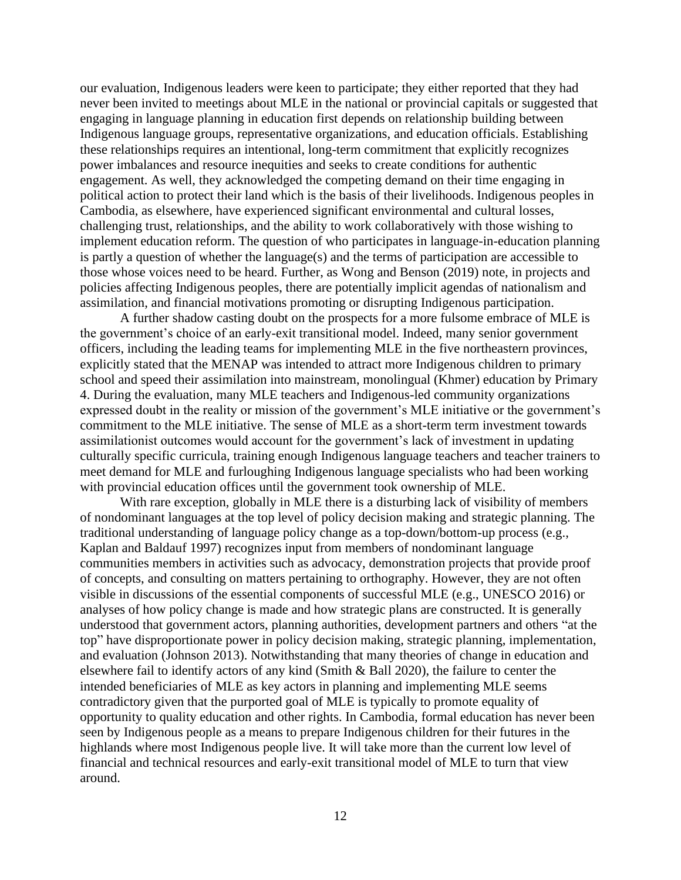our evaluation, Indigenous leaders were keen to participate; they either reported that they had never been invited to meetings about MLE in the national or provincial capitals or suggested that engaging in language planning in education first depends on relationship building between Indigenous language groups, representative organizations, and education officials. Establishing these relationships requires an intentional, long-term commitment that explicitly recognizes power imbalances and resource inequities and seeks to create conditions for authentic engagement. As well, they acknowledged the competing demand on their time engaging in political action to protect their land which is the basis of their livelihoods. Indigenous peoples in Cambodia, as elsewhere, have experienced significant environmental and cultural losses, challenging trust, relationships, and the ability to work collaboratively with those wishing to implement education reform. The question of who participates in language-in-education planning is partly a question of whether the language(s) and the terms of participation are accessible to those whose voices need to be heard. Further, as Wong and Benson (2019) note, in projects and policies affecting Indigenous peoples, there are potentially implicit agendas of nationalism and assimilation, and financial motivations promoting or disrupting Indigenous participation.

A further shadow casting doubt on the prospects for a more fulsome embrace of MLE is the government's choice of an early-exit transitional model. Indeed, many senior government officers, including the leading teams for implementing MLE in the five northeastern provinces, explicitly stated that the MENAP was intended to attract more Indigenous children to primary school and speed their assimilation into mainstream, monolingual (Khmer) education by Primary 4. During the evaluation, many MLE teachers and Indigenous-led community organizations expressed doubt in the reality or mission of the government's MLE initiative or the government's commitment to the MLE initiative. The sense of MLE as a short-term term investment towards assimilationist outcomes would account for the government's lack of investment in updating culturally specific curricula, training enough Indigenous language teachers and teacher trainers to meet demand for MLE and furloughing Indigenous language specialists who had been working with provincial education offices until the government took ownership of MLE.

With rare exception, globally in MLE there is a disturbing lack of visibility of members of nondominant languages at the top level of policy decision making and strategic planning. The traditional understanding of language policy change as a top-down/bottom-up process (e.g., Kaplan and Baldauf 1997) recognizes input from members of nondominant language communities members in activities such as advocacy, demonstration projects that provide proof of concepts, and consulting on matters pertaining to orthography. However, they are not often visible in discussions of the essential components of successful MLE (e.g., UNESCO 2016) or analyses of how policy change is made and how strategic plans are constructed. It is generally understood that government actors, planning authorities, development partners and others "at the top" have disproportionate power in policy decision making, strategic planning, implementation, and evaluation (Johnson 2013). Notwithstanding that many theories of change in education and elsewhere fail to identify actors of any kind (Smith & Ball 2020), the failure to center the intended beneficiaries of MLE as key actors in planning and implementing MLE seems contradictory given that the purported goal of MLE is typically to promote equality of opportunity to quality education and other rights. In Cambodia, formal education has never been seen by Indigenous people as a means to prepare Indigenous children for their futures in the highlands where most Indigenous people live. It will take more than the current low level of financial and technical resources and early-exit transitional model of MLE to turn that view around.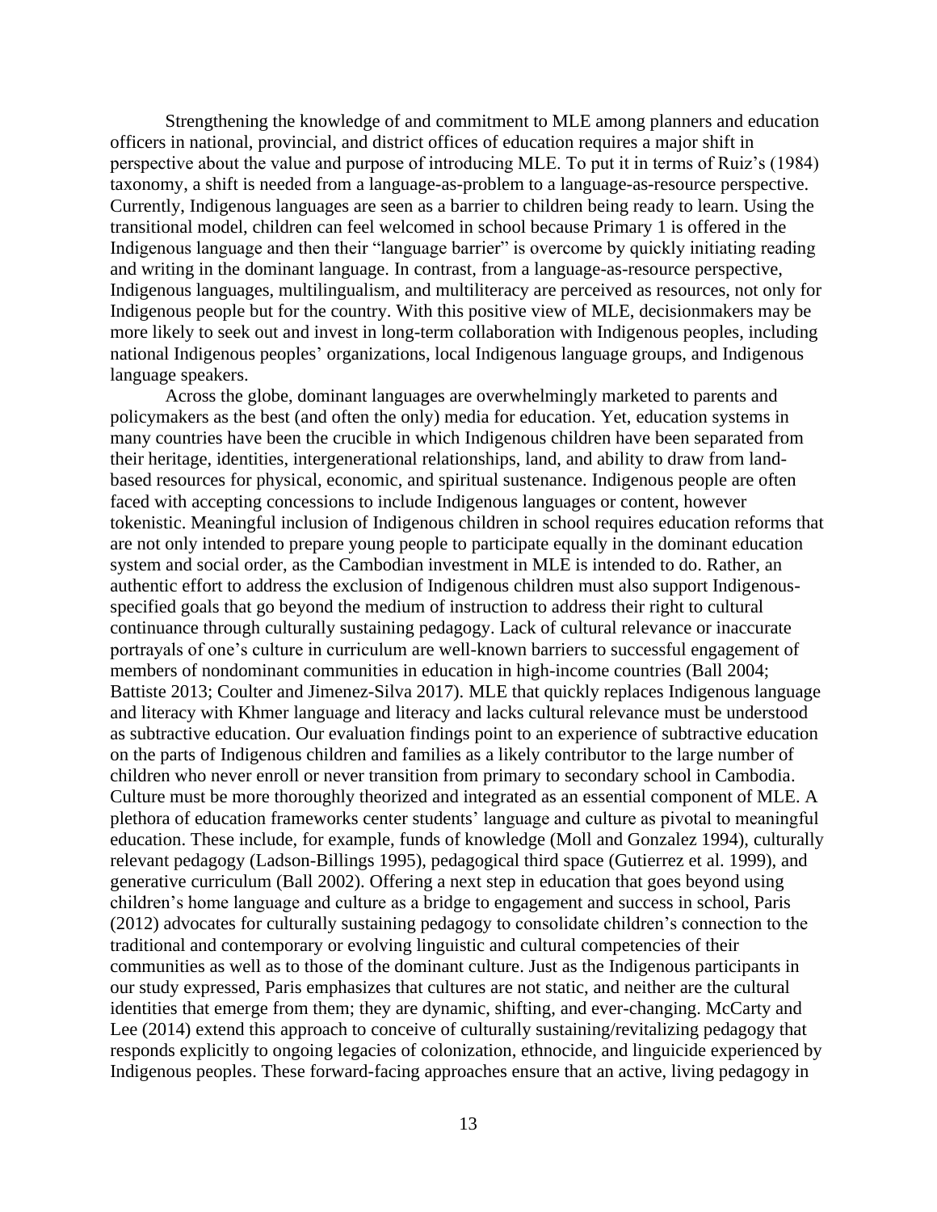Strengthening the knowledge of and commitment to MLE among planners and education officers in national, provincial, and district offices of education requires a major shift in perspective about the value and purpose of introducing MLE. To put it in terms of Ruiz's (1984) taxonomy, a shift is needed from a language-as-problem to a language-as-resource perspective. Currently, Indigenous languages are seen as a barrier to children being ready to learn. Using the transitional model, children can feel welcomed in school because Primary 1 is offered in the Indigenous language and then their "language barrier" is overcome by quickly initiating reading and writing in the dominant language. In contrast, from a language-as-resource perspective, Indigenous languages, multilingualism, and multiliteracy are perceived as resources, not only for Indigenous people but for the country. With this positive view of MLE, decisionmakers may be more likely to seek out and invest in long-term collaboration with Indigenous peoples, including national Indigenous peoples' organizations, local Indigenous language groups, and Indigenous language speakers.

Across the globe, dominant languages are overwhelmingly marketed to parents and policymakers as the best (and often the only) media for education. Yet, education systems in many countries have been the crucible in which Indigenous children have been separated from their heritage, identities, intergenerational relationships, land, and ability to draw from land-based resources for physical, economic, and spiritual sustenance. Indigenous people are often faced with accepting concessions to include Indigenous languages or content, however tokenistic. Meaningful inclusion of Indigenous children in school requires education reforms that are not only intended to prepare young people to participate equally in the dominant education system and social order, as the Cambodian investment in MLE is intended to do. Rather, an authentic effort to address the exclusion of Indigenous children must also support Indigenous-specified goals that go beyond the medium of instruction to address their right to cultural continuance through culturally sustaining pedagogy. Lack of cultural relevance or inaccurate portrayals of one's culture in curriculum are well-known barriers to successful engagement of members of nondominant communities in education in high-income countries (Ball 2004; Battiste 2013; Coulter and Jimenez-Silva 2017). MLE that quickly replaces Indigenous language and literacy with Khmer language and literacy and lacks cultural relevance must be understood as subtractive education. Our evaluation findings point to an experience of subtractive education on the parts of Indigenous children and families as a likely contributor to the large number of children who never enroll or never transition from primary to secondary school in Cambodia. Culture must be more thoroughly theorized and integrated as an essential component of MLE. A plethora of education frameworks center students' language and culture as pivotal to meaningful education. These include, for example, funds of knowledge (Moll and Gonzalez 1994), culturally relevant pedagogy (Ladson-Billings 1995), pedagogical third space (Gutierrez et al. 1999), and generative curriculum (Ball 2002). Offering a next step in education that goes beyond using children's home language and culture as a bridge to engagement and success in school, Paris (2012) advocates for culturally sustaining pedagogy to consolidate children's connection to the traditional and contemporary or evolving linguistic and cultural competencies of their communities as well as to those of the dominant culture. Just as the Indigenous participants in our study expressed, Paris emphasizes that cultures are not static, and neither are the cultural identities that emerge from them; they are dynamic, shifting, and ever-changing. McCarty and Lee (2014) extend this approach to conceive of culturally sustaining/revitalizing pedagogy that responds explicitly to ongoing legacies of colonization, ethnocide, and linguicide experienced by Indigenous peoples. These forward-facing approaches ensure that an active, living pedagogy in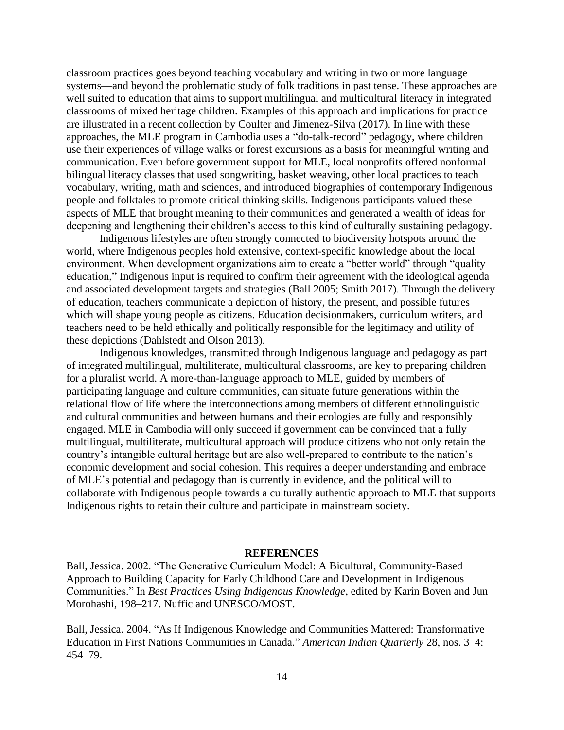classroom practices goes beyond teaching vocabulary and writing in two or more language systems—and beyond the problematic study of folk traditions in past tense. These approaches are well suited to education that aims to support multilingual and multicultural literacy in integrated classrooms of mixed heritage children. Examples of this approach and implications for practice are illustrated in a recent collection by Coulter and Jimenez-Silva (2017). In line with these approaches, the MLE program in Cambodia uses a "do-talk-record" pedagogy, where children use their experiences of village walks or forest excursions as a basis for meaningful writing and communication. Even before government support for MLE, local nonprofits offered nonformal bilingual literacy classes that used songwriting, basket weaving, other local practices to teach vocabulary, writing, math and sciences, and introduced biographies of contemporary Indigenous people and folktales to promote critical thinking skills. Indigenous participants valued these aspects of MLE that brought meaning to their communities and generated a wealth of ideas for deepening and lengthening their children's access to this kind of culturally sustaining pedagogy.

Indigenous lifestyles are often strongly connected to biodiversity hotspots around the world, where Indigenous peoples hold extensive, context-specific knowledge about the local environment. When development organizations aim to create a "better world" through "quality education," Indigenous input is required to confirm their agreement with the ideological agenda and associated development targets and strategies (Ball 2005; Smith 2017). Through the delivery of education, teachers communicate a depiction of history, the present, and possible futures which will shape young people as citizens. Education decisionmakers, curriculum writers, and teachers need to be held ethically and politically responsible for the legitimacy and utility of these depictions (Dahlstedt and Olson 2013).

Indigenous knowledges, transmitted through Indigenous language and pedagogy as part of integrated multilingual, multiliterate, multicultural classrooms, are key to preparing children for a pluralist world. A more-than-language approach to MLE, guided by members of participating language and culture communities, can situate future generations within the relational flow of life where the interconnections among members of different ethnolinguistic and cultural communities and between humans and their ecologies are fully and responsibly engaged. MLE in Cambodia will only succeed if government can be convinced that a fully multilingual, multiliterate, multicultural approach will produce citizens who not only retain the country's intangible cultural heritage but are also well-prepared to contribute to the nation's economic development and social cohesion. This requires a deeper understanding and embrace of MLE's potential and pedagogy than is currently in evidence, and the political will to collaborate with Indigenous people towards a culturally authentic approach to MLE that supports Indigenous rights to retain their culture and participate in mainstream society.

## REFERENCES

Ball, Jessica. 2002. "The Generative Curriculum Model: A Bicultural, Community-Based Approach to Building Capacity for Early Childhood Care and Development in Indigenous Communities." In *Best Practices Using Indigenous Knowledge*, edited by Karin Boven and Jun Morohashi, 198–217. Nuffic and UNESCO/MOST.

Ball, Jessica. 2004. "As If Indigenous Knowledge and Communities Mattered: Transformative Education in First Nations Communities in Canada." *American Indian Quarterly* 28, nos. 3–4: 454–79.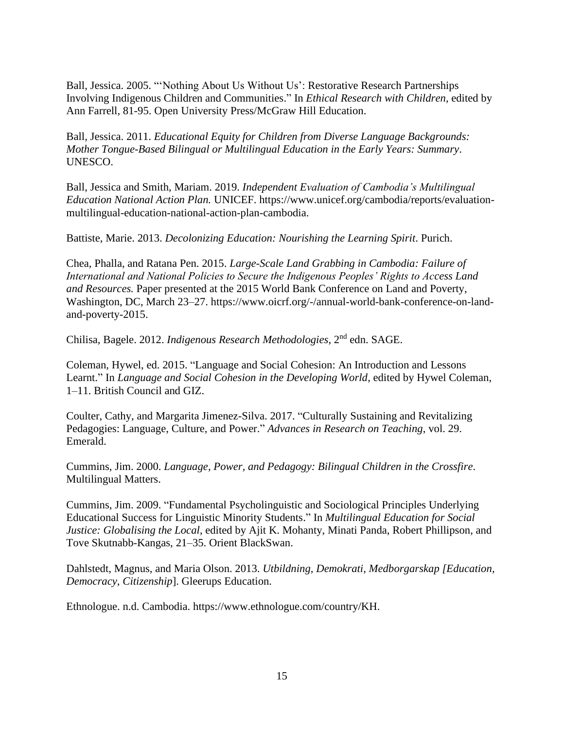Ball, Jessica. 2005. "'Nothing About Us Without Us': Restorative Research Partnerships Involving Indigenous Children and Communities." In *Ethical Research with Children*, edited by Ann Farrell, 81-95. Open University Press/McGraw Hill Education.

Ball, Jessica. 2011. *Educational Equity for Children from Diverse Language Backgrounds: Mother Tongue-Based Bilingual or Multilingual Education in the Early Years: Summary*. UNESCO.

Ball, Jessica and Smith, Mariam. 2019. *Independent Evaluation of Cambodia's Multilingual Education National Action Plan.* UNICEF. https://www.unicef.org/cambodia/reports/evaluation-multilingual-education-national-action-plan-cambodia.

Battiste, Marie. 2013. *Decolonizing Education: Nourishing the Learning Spirit*. Purich.

Chea, Phalla, and Ratana Pen. 2015. *Large-Scale Land Grabbing in Cambodia: Failure of International and National Policies to Secure the Indigenous Peoples' Rights to Access Land and Resources.* Paper presented at the 2015 World Bank Conference on Land and Poverty, Washington, DC, March 23–27. https://www.oicrf.org/-/annual-world-bank-conference-on-land-and-poverty-2015.

Chilisa, Bagele. 2012. *Indigenous Research Methodologies*, 2nd edn. SAGE.

Coleman, Hywel, ed. 2015. "Language and Social Cohesion: An Introduction and Lessons Learnt." In *Language and Social Cohesion in the Developing World*, edited by Hywel Coleman, 1–11. British Council and GIZ.

Coulter, Cathy, and Margarita Jimenez-Silva. 2017. "Culturally Sustaining and Revitalizing Pedagogies: Language, Culture, and Power." *Advances in Research on Teaching*, vol. 29. Emerald.

Cummins, Jim. 2000. *Language, Power, and Pedagogy: Bilingual Children in the Crossfire*. Multilingual Matters.

Cummins, Jim. 2009. "Fundamental Psycholinguistic and Sociological Principles Underlying Educational Success for Linguistic Minority Students." In *Multilingual Education for Social Justice: Globalising the Local*, edited by Ajit K. Mohanty, Minati Panda, Robert Phillipson, and Tove Skutnabb-Kangas, 21–35. Orient BlackSwan.

Dahlstedt, Magnus, and Maria Olson. 2013. *Utbildning, Demokrati, Medborgarskap [Education, Democracy, Citizenship*]. Gleerups Education.

Ethnologue. n.d. Cambodia. https://www.ethnologue.com/country/KH.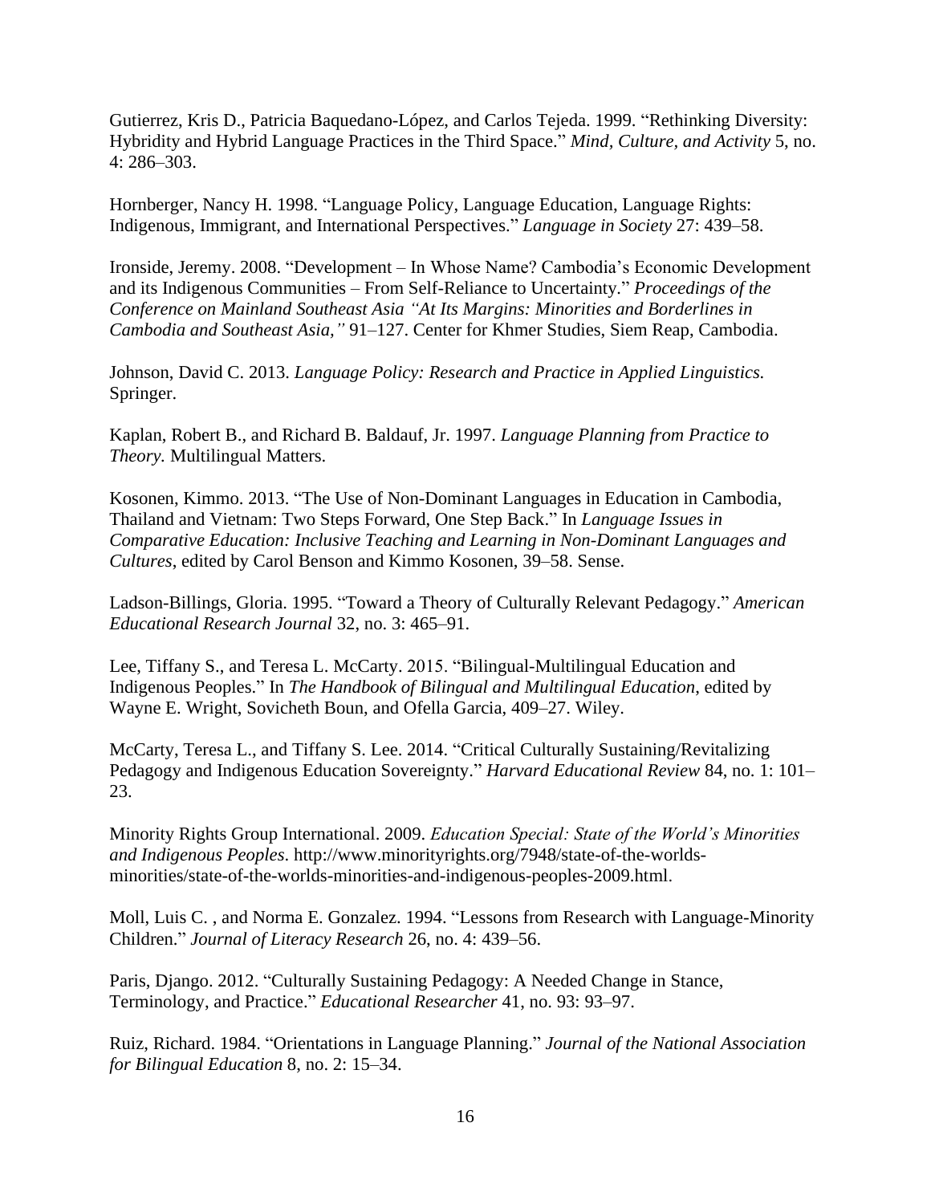Gutierrez, Kris D., Patricia Baquedano-López, and Carlos Tejeda. 1999. "Rethinking Diversity: Hybridity and Hybrid Language Practices in the Third Space." *Mind, Culture, and Activity* 5, no. 4: 286–303.

Hornberger, Nancy H. 1998. "Language Policy, Language Education, Language Rights: Indigenous, Immigrant, and International Perspectives." *Language in Society* 27: 439–58.

Ironside, Jeremy. 2008. "Development – In Whose Name? Cambodia's Economic Development and its Indigenous Communities – From Self-Reliance to Uncertainty." *Proceedings of the Conference on Mainland Southeast Asia "At Its Margins: Minorities and Borderlines in Cambodia and Southeast Asia,"* 91–127. Center for Khmer Studies, Siem Reap, Cambodia.

Johnson, David C. 2013. *Language Policy: Research and Practice in Applied Linguistics.* Springer.

Kaplan, Robert B., and Richard B. Baldauf, Jr. 1997. *Language Planning from Practice to Theory.* Multilingual Matters.

Kosonen, Kimmo. 2013. "The Use of Non-Dominant Languages in Education in Cambodia, Thailand and Vietnam: Two Steps Forward, One Step Back." In *Language Issues in Comparative Education: Inclusive Teaching and Learning in Non-Dominant Languages and Cultures*, edited by Carol Benson and Kimmo Kosonen, 39–58. Sense.

Ladson-Billings, Gloria. 1995. "Toward a Theory of Culturally Relevant Pedagogy." *American Educational Research Journal* 32, no. 3: 465–91.

Lee, Tiffany S., and Teresa L. McCarty. 2015. "Bilingual-Multilingual Education and Indigenous Peoples." In *The Handbook of Bilingual and Multilingual Education*, edited by Wayne E. Wright, Sovicheth Boun, and Ofella Garcia, 409–27. Wiley.

McCarty, Teresa L., and Tiffany S. Lee. 2014. "Critical Culturally Sustaining/Revitalizing Pedagogy and Indigenous Education Sovereignty." *Harvard Educational Review* 84, no. 1: 101–23.

Minority Rights Group International. 2009. *Education Special: State of the World's Minorities and Indigenous Peoples*. http://www.minorityrights.org/7948/state-of-the-worlds-minorities/state-of-the-worlds-minorities-and-indigenous-peoples-2009.html.

Moll, Luis C. , and Norma E. Gonzalez. 1994. "Lessons from Research with Language-Minority Children." *Journal of Literacy Research* 26, no. 4: 439–56.

Paris, Django. 2012. "Culturally Sustaining Pedagogy: A Needed Change in Stance, Terminology, and Practice." *Educational Researcher* 41, no. 93: 93–97.

Ruiz, Richard. 1984. "Orientations in Language Planning." *Journal of the National Association for Bilingual Education* 8, no. 2: 15–34.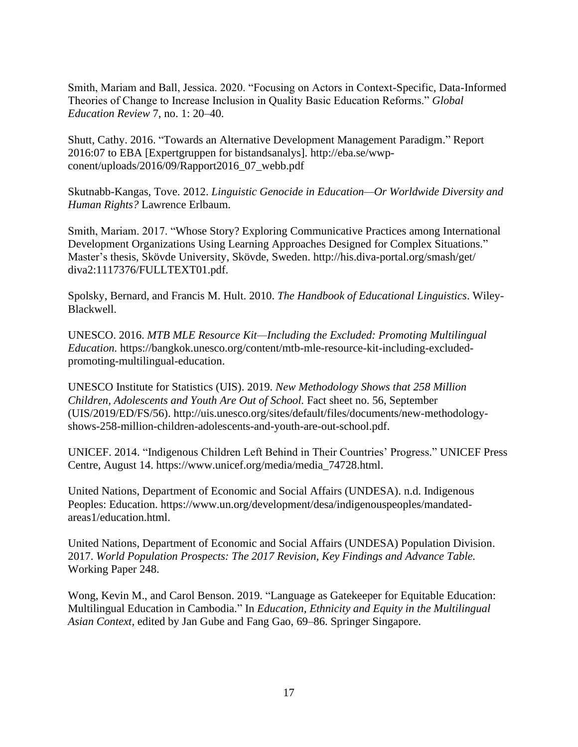Smith, Mariam and Ball, Jessica. 2020. "Focusing on Actors in Context-Specific, Data-Informed Theories of Change to Increase Inclusion in Quality Basic Education Reforms." *Global Education Review* 7, no. 1: 20–40.

Shutt, Cathy. 2016. "Towards an Alternative Development Management Paradigm." Report 2016:07 to EBA [Expertgruppen for bistandsanalys]. http://eba.se/wwp-conent/uploads/2016/09/Rapport2016_07_webb.pdf

Skutnabb-Kangas, Tove. 2012. *Linguistic Genocide in Education—Or Worldwide Diversity and Human Rights?* Lawrence Erlbaum.

Smith, Mariam. 2017. "Whose Story? Exploring Communicative Practices among International Development Organizations Using Learning Approaches Designed for Complex Situations." Master's thesis, Skövde University, Skövde, Sweden. http://his.diva-portal.org/smash/get/diva2:1117376/FULLTEXT01.pdf.

Spolsky, Bernard, and Francis M. Hult. 2010. *The Handbook of Educational Linguistics*. Wiley-Blackwell.

UNESCO. 2016. *MTB MLE Resource Kit—Including the Excluded: Promoting Multilingual Education.* https://bangkok.unesco.org/content/mtb-mle-resource-kit-including-excluded-promoting-multilingual-education.

UNESCO Institute for Statistics (UIS). 2019. *New Methodology Shows that 258 Million Children, Adolescents and Youth Are Out of School.* Fact sheet no. 56, September (UIS/2019/ED/FS/56). http://uis.unesco.org/sites/default/files/documents/new-methodology-shows-258-million-children-adolescents-and-youth-are-out-school.pdf.

UNICEF. 2014. "Indigenous Children Left Behind in Their Countries' Progress." UNICEF Press Centre, August 14. https://www.unicef.org/media/media_74728.html.

United Nations, Department of Economic and Social Affairs (UNDESA). n.d. Indigenous Peoples: Education. https://www.un.org/development/desa/indigenouspeoples/mandated-areas1/education.html.

United Nations, Department of Economic and Social Affairs (UNDESA) Population Division. 2017. *World Population Prospects: The 2017 Revision, Key Findings and Advance Table.* Working Paper 248.

Wong, Kevin M., and Carol Benson. 2019. "Language as Gatekeeper for Equitable Education: Multilingual Education in Cambodia." In *Education, Ethnicity and Equity in the Multilingual Asian Context*, edited by Jan Gube and Fang Gao, 69–86. Springer Singapore.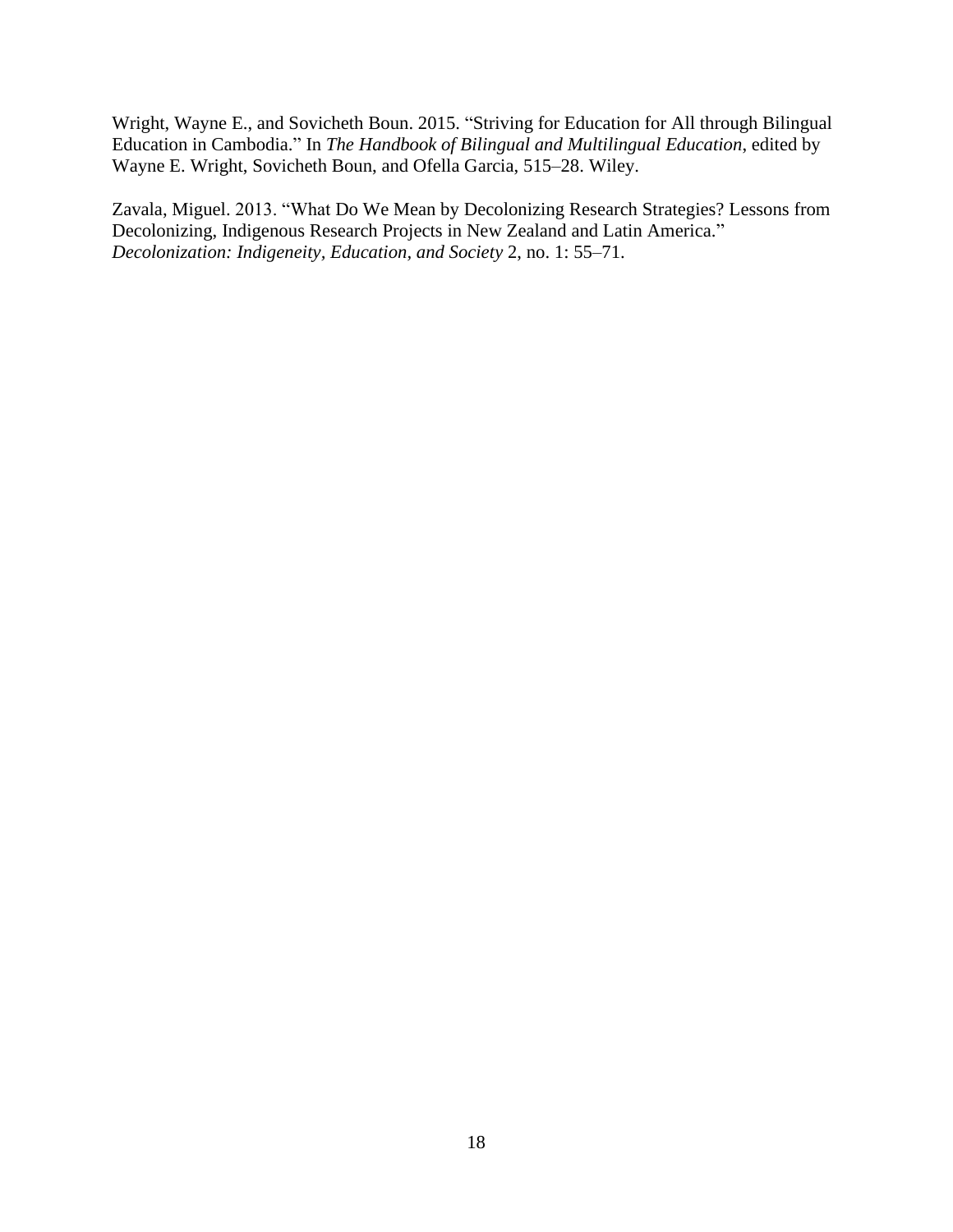Wright, Wayne E., and Sovicheth Boun. 2015. "Striving for Education for All through Bilingual Education in Cambodia." In *The Handbook of Bilingual and Multilingual Education*, edited by Wayne E. Wright, Sovicheth Boun, and Ofella Garcia, 515–28. Wiley.

Zavala, Miguel. 2013. "What Do We Mean by Decolonizing Research Strategies? Lessons from Decolonizing, Indigenous Research Projects in New Zealand and Latin America." *Decolonization: Indigeneity, Education, and Society* 2, no. 1: 55–71.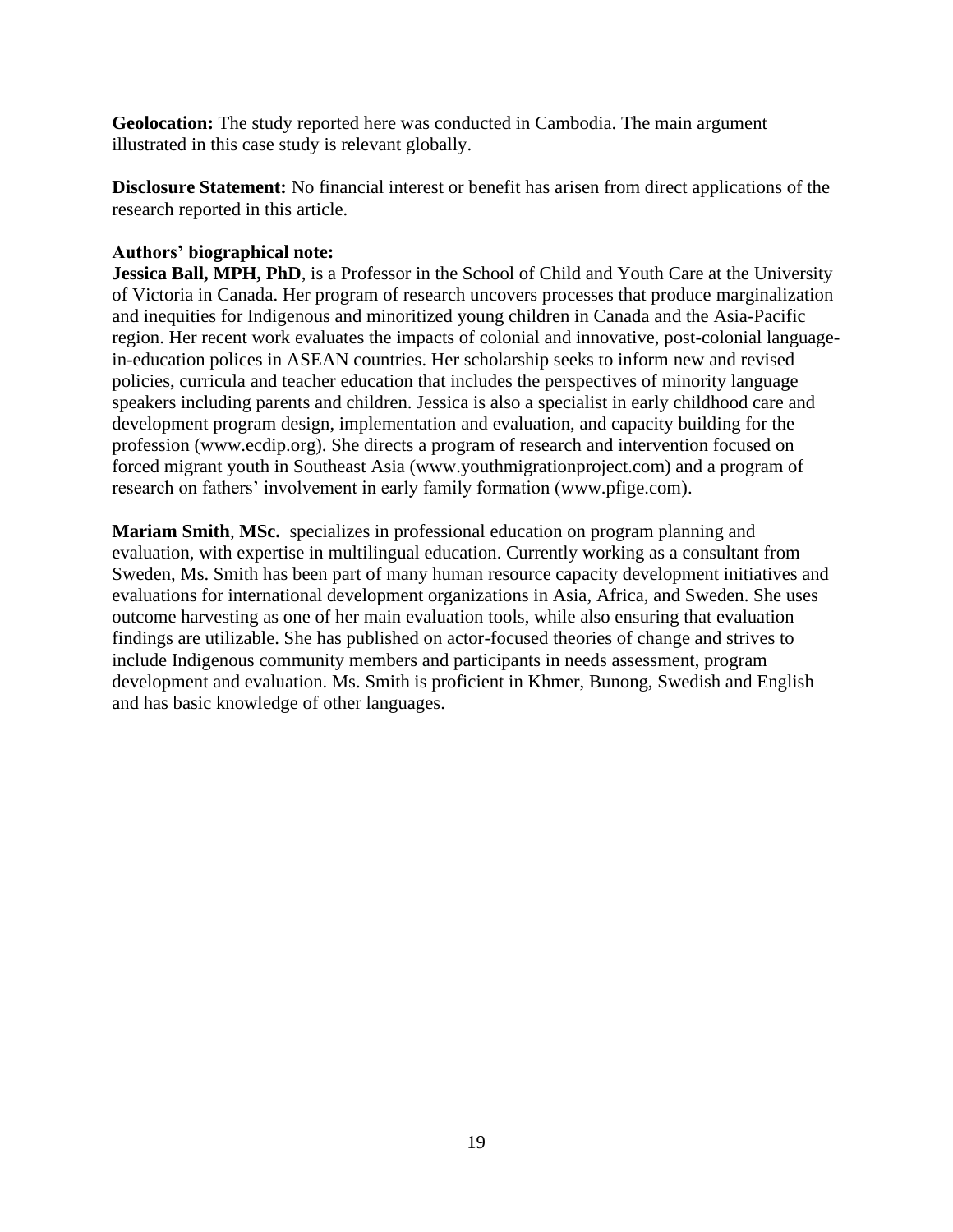**Geolocation:** The study reported here was conducted in Cambodia. The main argument illustrated in this case study is relevant globally.

**Disclosure Statement:** No financial interest or benefit has arisen from direct applications of the research reported in this article.

**Authors' biographical note:**

**Jessica Ball, MPH, PhD**, is a Professor in the School of Child and Youth Care at the University of Victoria in Canada. Her program of research uncovers processes that produce marginalization and inequities for Indigenous and minoritized young children in Canada and the Asia-Pacific region. Her recent work evaluates the impacts of colonial and innovative, post-colonial language-in-education polices in ASEAN countries. Her scholarship seeks to inform new and revised policies, curricula and teacher education that includes the perspectives of minority language speakers including parents and children. Jessica is also a specialist in early childhood care and development program design, implementation and evaluation, and capacity building for the profession (www.ecdip.org). She directs a program of research and intervention focused on forced migrant youth in Southeast Asia (www.youthmigrationproject.com) and a program of research on fathers' involvement in early family formation (www.pfige.com).

**Mariam Smith**, **MSc.** specializes in professional education on program planning and evaluation, with expertise in multilingual education. Currently working as a consultant from Sweden, Ms. Smith has been part of many human resource capacity development initiatives and evaluations for international development organizations in Asia, Africa, and Sweden. She uses outcome harvesting as one of her main evaluation tools, while also ensuring that evaluation findings are utilizable. She has published on actor-focused theories of change and strives to include Indigenous community members and participants in needs assessment, program development and evaluation. Ms. Smith is proficient in Khmer, Bunong, Swedish and English and has basic knowledge of other languages.